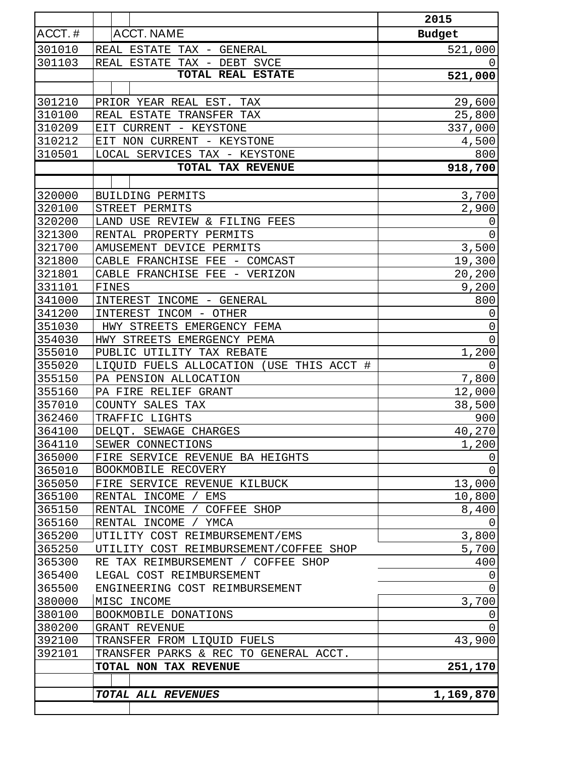| ACCT.# | ACCT. NAME | 2015 Budget |
|---|---|---|
| 301010 | REAL ESTATE TAX - GENERAL | 521,000 |
| 301103 | REAL ESTATE TAX - DEBT SVCE | 0 |
| | **TOTAL REAL ESTATE** | **521,000** |
| | | |
| 301210 | PRIOR YEAR REAL EST. TAX | 29,600 |
| 310100 | REAL ESTATE TRANSFER TAX | 25,800 |
| 310209 | EIT CURRENT - KEYSTONE | 337,000 |
| 310212 | EIT NON CURRENT - KEYSTONE | 4,500 |
| 310501 | LOCAL SERVICES TAX - KEYSTONE | 800 |
| | **TOTAL TAX REVENUE** | **918,700** |
| | | |
| 320000 | BUILDING PERMITS | 3,700 |
| 320100 | STREET PERMITS | 2,900 |
| 320200 | LAND USE REVIEW & FILING FEES | 0 |
| 321300 | RENTAL PROPERTY PERMITS | 0 |
| 321700 | AMUSEMENT DEVICE PERMITS | 3,500 |
| 321800 | CABLE FRANCHISE FEE - COMCAST | 19,300 |
| 321801 | CABLE FRANCHISE FEE - VERIZON | 20,200 |
| 331101 | FINES | 9,200 |
| 341000 | INTEREST INCOME - GENERAL | 800 |
| 341200 | INTEREST INCOM - OTHER | 0 |
| 351030 | HWY STREETS EMERGENCY FEMA | 0 |
| 354030 | HWY STREETS EMERGENCY PEMA | 0 |
| 355010 | PUBLIC UTILITY TAX REBATE | 1,200 |
| 355020 | LIQUID FUELS ALLOCATION (USE THIS ACCT # | 0 |
| 355150 | PA PENSION ALLOCATION | 7,800 |
| 355160 | PA FIRE RELIEF GRANT | 12,000 |
| 357010 | COUNTY SALES TAX | 38,500 |
| 362460 | TRAFFIC LIGHTS | 900 |
| 364100 | DELQT. SEWAGE CHARGES | 40,270 |
| 364110 | SEWER CONNECTIONS | 1,200 |
| 365000 | FIRE SERVICE REVENUE BA HEIGHTS | 0 |
| 365010 | BOOKMOBILE RECOVERY | 0 |
| 365050 | FIRE SERVICE REVENUE KILBUCK | 13,000 |
| 365100 | RENTAL INCOME / EMS | 10,800 |
| 365150 | RENTAL INCOME / COFFEE SHOP | 8,400 |
| 365160 | RENTAL INCOME / YMCA | 0 |
| 365200 | UTILITY COST REIMBURSEMENT/EMS | 3,800 |
| 365250 | UTILITY COST REIMBURSEMENT/COFFEE SHOP | 5,700 |
| 365300 | RE TAX REIMBURSEMENT / COFFEE SHOP | 400 |
| 365400 | LEGAL COST REIMBURSEMENT | 0 |
| 365500 | ENGINEERING COST REIMBURSEMENT | 0 |
| 380000 | MISC INCOME | 3,700 |
| 380100 | BOOKMOBILE DONATIONS | 0 |
| 380200 | GRANT REVENUE | 0 |
| 392100 | TRANSFER FROM LIQUID FUELS | 43,900 |
| 392101 | TRANSFER PARKS & REC TO GENERAL ACCT. | |
| | **TOTAL NON TAX REVENUE** | **251,170** |
| | | |
| | ***TOTAL ALL REVENUES*** | **1,169,870** |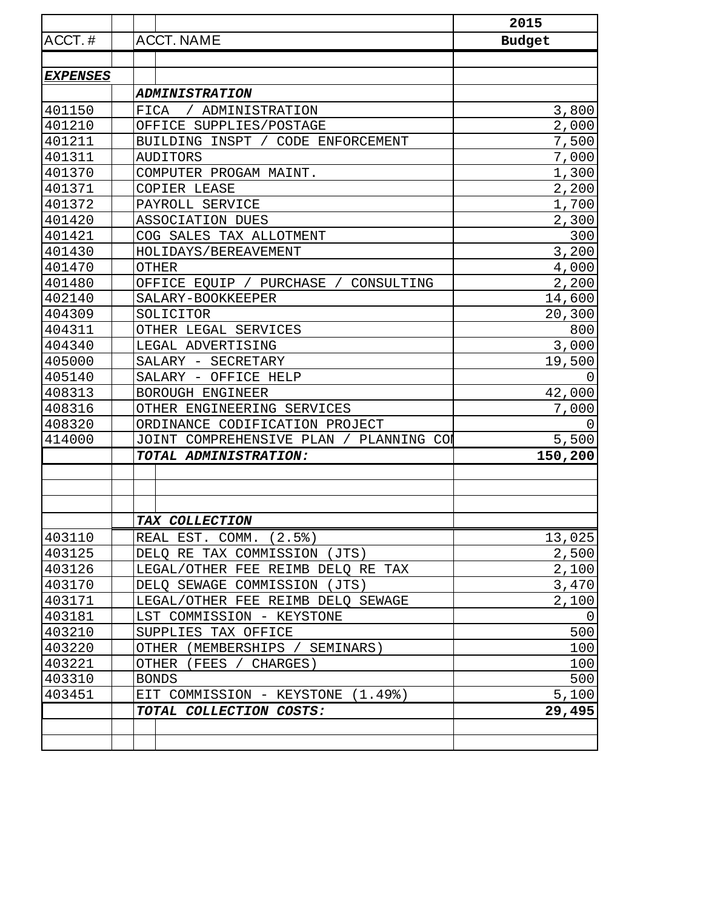| ACCT. # | ACCT. NAME | 2015 Budget |
|---|---|---|
| ***EXPENSES*** | | |
| | ***ADMINISTRATION*** | |
| 401150 | FICA / ADMINISTRATION | 3,800 |
| 401210 | OFFICE SUPPLIES/POSTAGE | 2,000 |
| 401211 | BUILDING INSPT / CODE ENFORCEMENT | 7,500 |
| 401311 | AUDITORS | 7,000 |
| 401370 | COMPUTER PROGAM MAINT. | 1,300 |
| 401371 | COPIER LEASE | 2,200 |
| 401372 | PAYROLL SERVICE | 1,700 |
| 401420 | ASSOCIATION DUES | 2,300 |
| 401421 | COG SALES TAX ALLOTMENT | 300 |
| 401430 | HOLIDAYS/BEREAVEMENT | 3,200 |
| 401470 | OTHER | 4,000 |
| 401480 | OFFICE EQUIP / PURCHASE / CONSULTING | 2,200 |
| 402140 | SALARY-BOOKKEEPER | 14,600 |
| 404309 | SOLICITOR | 20,300 |
| 404311 | OTHER LEGAL SERVICES | 800 |
| 404340 | LEGAL ADVERTISING | 3,000 |
| 405000 | SALARY - SECRETARY | 19,500 |
| 405140 | SALARY - OFFICE HELP | 0 |
| 408313 | BOROUGH ENGINEER | 42,000 |
| 408316 | OTHER ENGINEERING SERVICES | 7,000 |
| 408320 | ORDINANCE CODIFICATION PROJECT | 0 |
| 414000 | JOINT COMPREHENSIVE PLAN / PLANNING COI | 5,500 |
| | ***TOTAL ADMINISTRATION:*** | **150,200** |
| | | |
| | ***TAX COLLECTION*** | |
| 403110 | REAL EST. COMM. (2.5%) | 13,025 |
| 403125 | DELQ RE TAX COMMISSION (JTS) | 2,500 |
| 403126 | LEGAL/OTHER FEE REIMB DELQ RE TAX | 2,100 |
| 403170 | DELQ SEWAGE COMMISSION (JTS) | 3,470 |
| 403171 | LEGAL/OTHER FEE REIMB DELQ SEWAGE | 2,100 |
| 403181 | LST COMMISSION - KEYSTONE | 0 |
| 403210 | SUPPLIES TAX OFFICE | 500 |
| 403220 | OTHER (MEMBERSHIPS / SEMINARS) | 100 |
| 403221 | OTHER (FEES / CHARGES) | 100 |
| 403310 | BONDS | 500 |
| 403451 | EIT COMMISSION - KEYSTONE (1.49%) | 5,100 |
| | ***TOTAL COLLECTION COSTS:*** | **29,495** |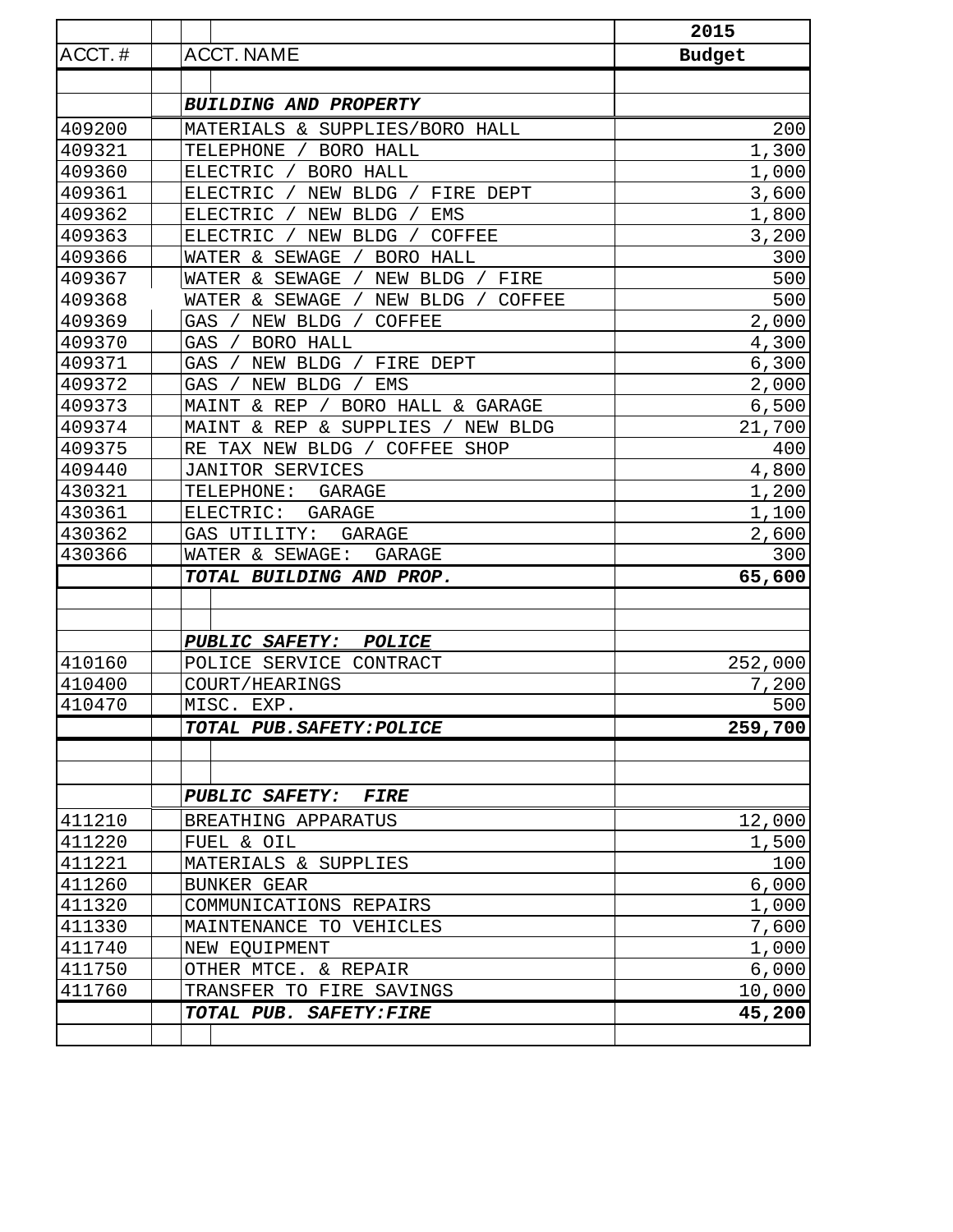| ACCT. # | ACCT. NAME | 2015 Budget |
|---|---|---|
| | ***BUILDING AND PROPERTY*** | |
| 409200 | MATERIALS & SUPPLIES/BORO HALL | 200 |
| 409321 | TELEPHONE / BORO HALL | 1,300 |
| 409360 | ELECTRIC / BORO HALL | 1,000 |
| 409361 | ELECTRIC / NEW BLDG / FIRE DEPT | 3,600 |
| 409362 | ELECTRIC / NEW BLDG / EMS | 1,800 |
| 409363 | ELECTRIC / NEW BLDG / COFFEE | 3,200 |
| 409366 | WATER & SEWAGE / BORO HALL | 300 |
| 409367 | WATER & SEWAGE / NEW BLDG / FIRE | 500 |
| 409368 | WATER & SEWAGE / NEW BLDG / COFFEE | 500 |
| 409369 | GAS / NEW BLDG / COFFEE | 2,000 |
| 409370 | GAS / BORO HALL | 4,300 |
| 409371 | GAS / NEW BLDG / FIRE DEPT | 6,300 |
| 409372 | GAS / NEW BLDG / EMS | 2,000 |
| 409373 | MAINT & REP / BORO HALL & GARAGE | 6,500 |
| 409374 | MAINT & REP & SUPPLIES / NEW BLDG | 21,700 |
| 409375 | RE TAX NEW BLDG / COFFEE SHOP | 400 |
| 409440 | JANITOR SERVICES | 4,800 |
| 430321 | TELEPHONE: GARAGE | 1,200 |
| 430361 | ELECTRIC: GARAGE | 1,100 |
| 430362 | GAS UTILITY: GARAGE | 2,600 |
| 430366 | WATER & SEWAGE: GARAGE | 300 |
| | ***TOTAL BUILDING AND PROP.*** | **65,600** |
| | | |
| | ***PUBLIC SAFETY: POLICE*** | |
| 410160 | POLICE SERVICE CONTRACT | 252,000 |
| 410400 | COURT/HEARINGS | 7,200 |
| 410470 | MISC. EXP. | 500 |
| | ***TOTAL PUB.SAFETY:POLICE*** | **259,700** |
| | | |
| | ***PUBLIC SAFETY: FIRE*** | |
| 411210 | BREATHING APPARATUS | 12,000 |
| 411220 | FUEL & OIL | 1,500 |
| 411221 | MATERIALS & SUPPLIES | 100 |
| 411260 | BUNKER GEAR | 6,000 |
| 411320 | COMMUNICATIONS REPAIRS | 1,000 |
| 411330 | MAINTENANCE TO VEHICLES | 7,600 |
| 411740 | NEW EQUIPMENT | 1,000 |
| 411750 | OTHER MTCE. & REPAIR | 6,000 |
| 411760 | TRANSFER TO FIRE SAVINGS | 10,000 |
| | ***TOTAL PUB. SAFETY:FIRE*** | **45,200** |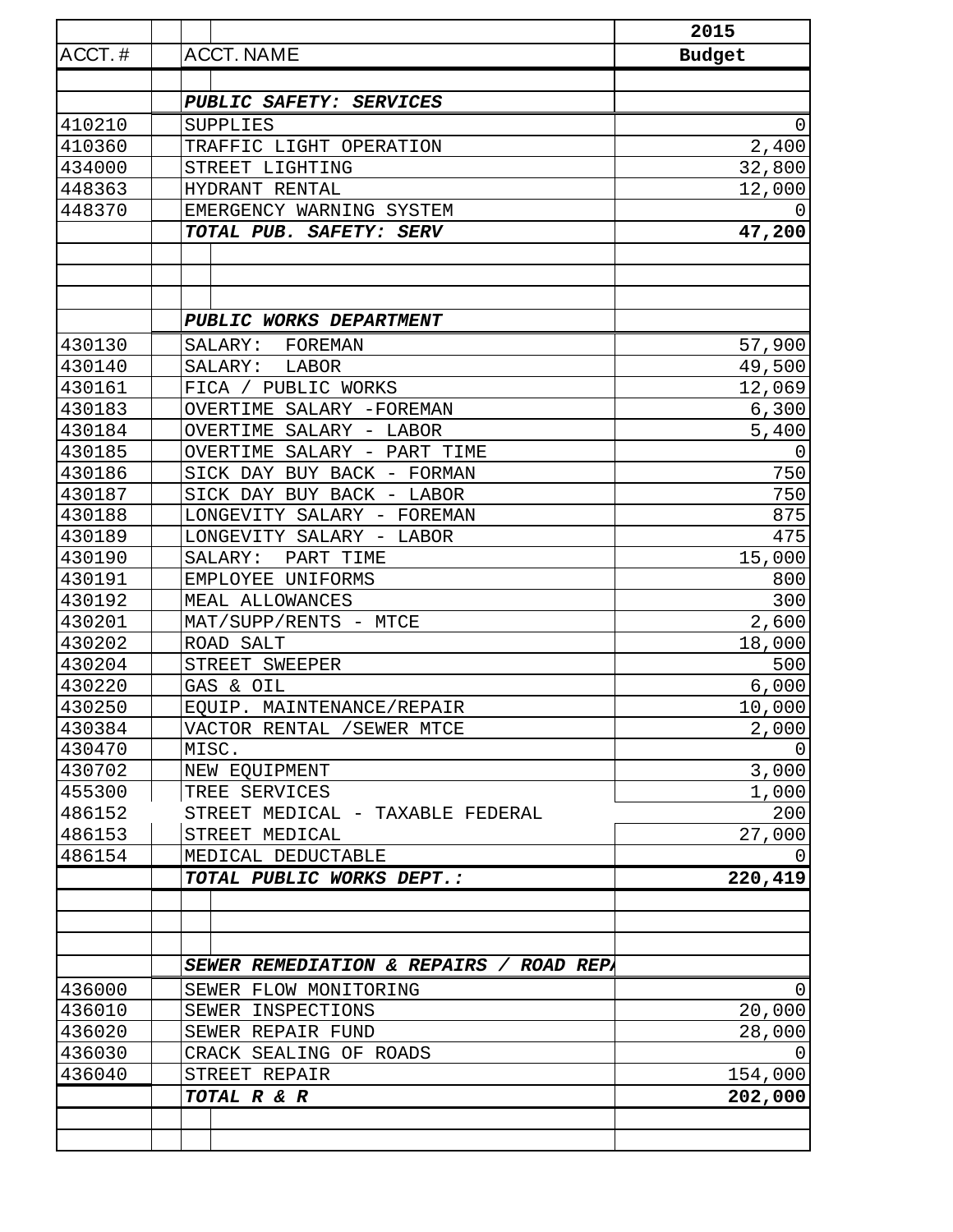| ACCT. # | ACCT. NAME | 2015 Budget |
|---|---|---|
| | ***PUBLIC SAFETY: SERVICES*** | |
| 410210 | SUPPLIES | 0 |
| 410360 | TRAFFIC LIGHT OPERATION | 2,400 |
| 434000 | STREET LIGHTING | 32,800 |
| 448363 | HYDRANT RENTAL | 12,000 |
| 448370 | EMERGENCY WARNING SYSTEM | 0 |
| | ***TOTAL PUB. SAFETY: SERV*** | **47,200** |
| | | |
| | ***PUBLIC WORKS DEPARTMENT*** | |
| 430130 | SALARY: FOREMAN | 57,900 |
| 430140 | SALARY: LABOR | 49,500 |
| 430161 | FICA / PUBLIC WORKS | 12,069 |
| 430183 | OVERTIME SALARY -FOREMAN | 6,300 |
| 430184 | OVERTIME SALARY - LABOR | 5,400 |
| 430185 | OVERTIME SALARY - PART TIME | 0 |
| 430186 | SICK DAY BUY BACK - FORMAN | 750 |
| 430187 | SICK DAY BUY BACK - LABOR | 750 |
| 430188 | LONGEVITY SALARY - FOREMAN | 875 |
| 430189 | LONGEVITY SALARY - LABOR | 475 |
| 430190 | SALARY: PART TIME | 15,000 |
| 430191 | EMPLOYEE UNIFORMS | 800 |
| 430192 | MEAL ALLOWANCES | 300 |
| 430201 | MAT/SUPP/RENTS - MTCE | 2,600 |
| 430202 | ROAD SALT | 18,000 |
| 430204 | STREET SWEEPER | 500 |
| 430220 | GAS & OIL | 6,000 |
| 430250 | EQUIP. MAINTENANCE/REPAIR | 10,000 |
| 430384 | VACTOR RENTAL /SEWER MTCE | 2,000 |
| 430470 | MISC. | 0 |
| 430702 | NEW EQUIPMENT | 3,000 |
| 455300 | TREE SERVICES | 1,000 |
| 486152 | STREET MEDICAL - TAXABLE FEDERAL | 200 |
| 486153 | STREET MEDICAL | 27,000 |
| 486154 | MEDICAL DEDUCTABLE | 0 |
| | ***TOTAL PUBLIC WORKS DEPT.:*** | **220,419** |
| | | |
| | ***SEWER REMEDIATION & REPAIRS / ROAD REPA*** | |
| 436000 | SEWER FLOW MONITORING | 0 |
| 436010 | SEWER INSPECTIONS | 20,000 |
| 436020 | SEWER REPAIR FUND | 28,000 |
| 436030 | CRACK SEALING OF ROADS | 0 |
| 436040 | STREET REPAIR | 154,000 |
| | ***TOTAL R & R*** | **202,000** |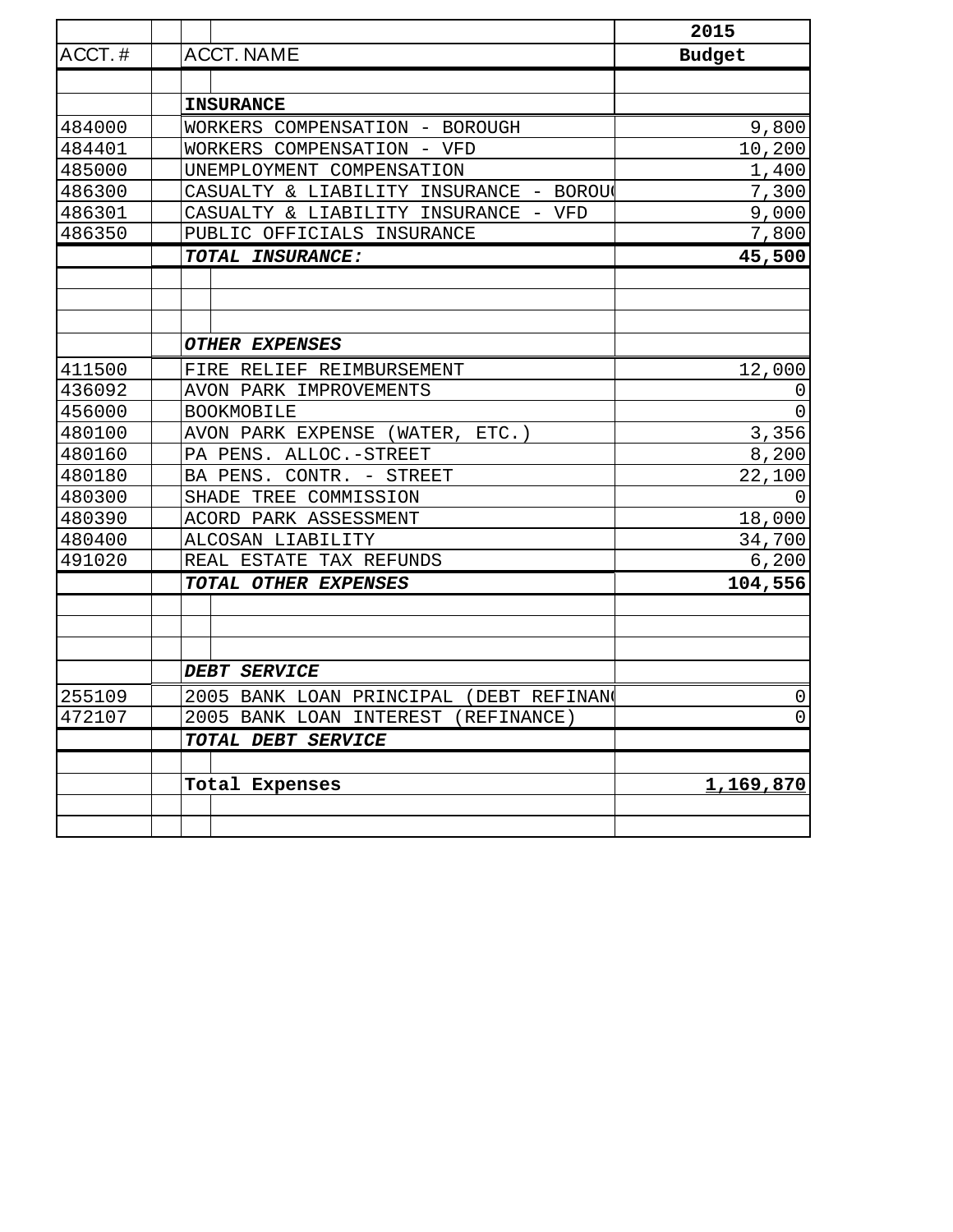| ACCT. # | ACCT. NAME | 2015 Budget |
|---|---|---|
| | **INSURANCE** | |
| 484000 | WORKERS COMPENSATION - BOROUGH | 9,800 |
| 484401 | WORKERS COMPENSATION - VFD | 10,200 |
| 485000 | UNEMPLOYMENT COMPENSATION | 1,400 |
| 486300 | CASUALTY & LIABILITY INSURANCE - BOROU | 7,300 |
| 486301 | CASUALTY & LIABILITY INSURANCE - VFD | 9,000 |
| 486350 | PUBLIC OFFICIALS INSURANCE | 7,800 |
| | ***TOTAL INSURANCE:*** | **45,500** |
| | | |
| | ***OTHER EXPENSES*** | |
| 411500 | FIRE RELIEF REIMBURSEMENT | 12,000 |
| 436092 | AVON PARK IMPROVEMENTS | 0 |
| 456000 | BOOKMOBILE | 0 |
| 480100 | AVON PARK EXPENSE (WATER, ETC.) | 3,356 |
| 480160 | PA PENS. ALLOC.-STREET | 8,200 |
| 480180 | BA PENS. CONTR. - STREET | 22,100 |
| 480300 | SHADE TREE COMMISSION | 0 |
| 480390 | ACORD PARK ASSESSMENT | 18,000 |
| 480400 | ALCOSAN LIABILITY | 34,700 |
| 491020 | REAL ESTATE TAX REFUNDS | 6,200 |
| | ***TOTAL OTHER EXPENSES*** | **104,556** |
| | | |
| | ***DEBT SERVICE*** | |
| 255109 | 2005 BANK LOAN PRINCIPAL (DEBT REFINAN | 0 |
| 472107 | 2005 BANK LOAN INTEREST (REFINANCE) | 0 |
| | ***TOTAL DEBT SERVICE*** | |
| | | |
| | **Total Expenses** | **1,169,870** |